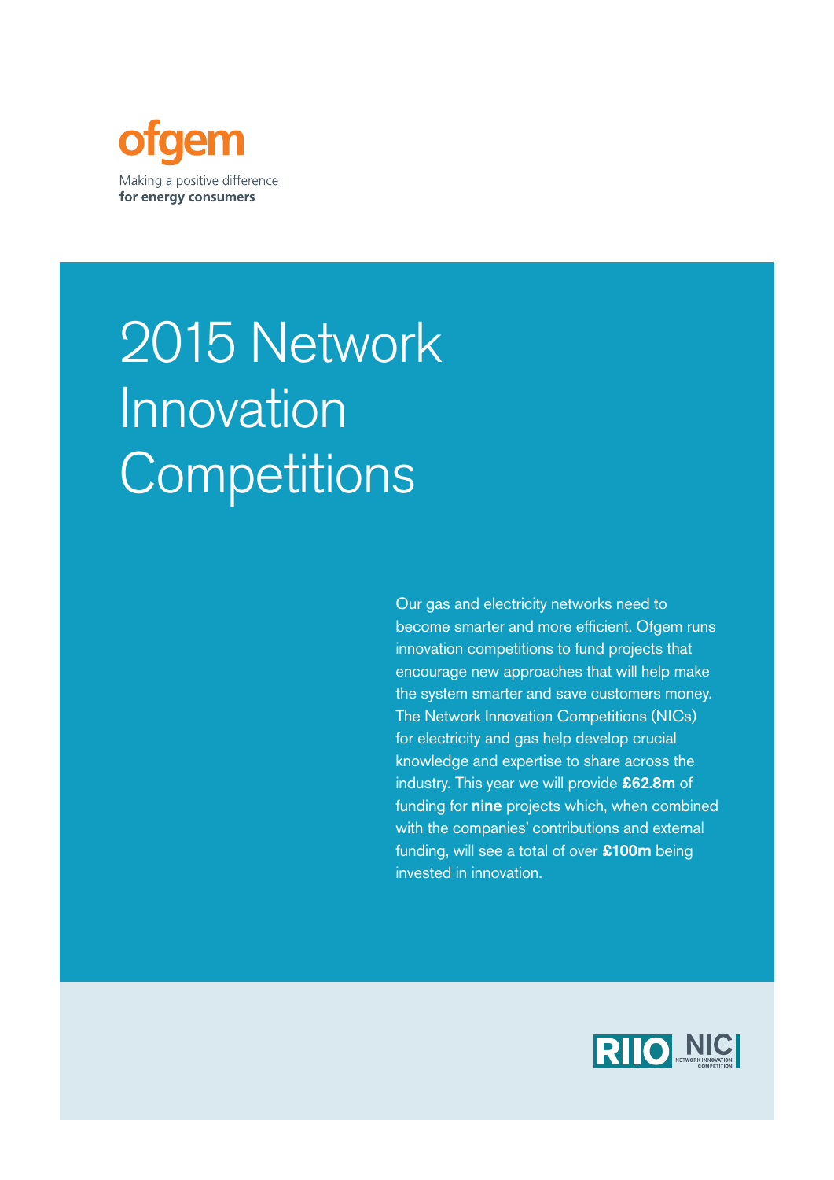ofgem

Making a positive difference
**for energy consumers**

# 2015 Network Innovation Competitions

Our gas and electricity networks need to become smarter and more efficient. Ofgem runs innovation competitions to fund projects that encourage new approaches that will help make the system smarter and save customers money. The Network Innovation Competitions (NICs) for electricity and gas help develop crucial knowledge and expertise to share across the industry. This year we will provide **£62.8m** of funding for **nine** projects which, when combined with the companies' contributions and external funding, will see a total of over **£100m** being invested in innovation.

RIIO NIC
NETWORK INNOVATION COMPETITION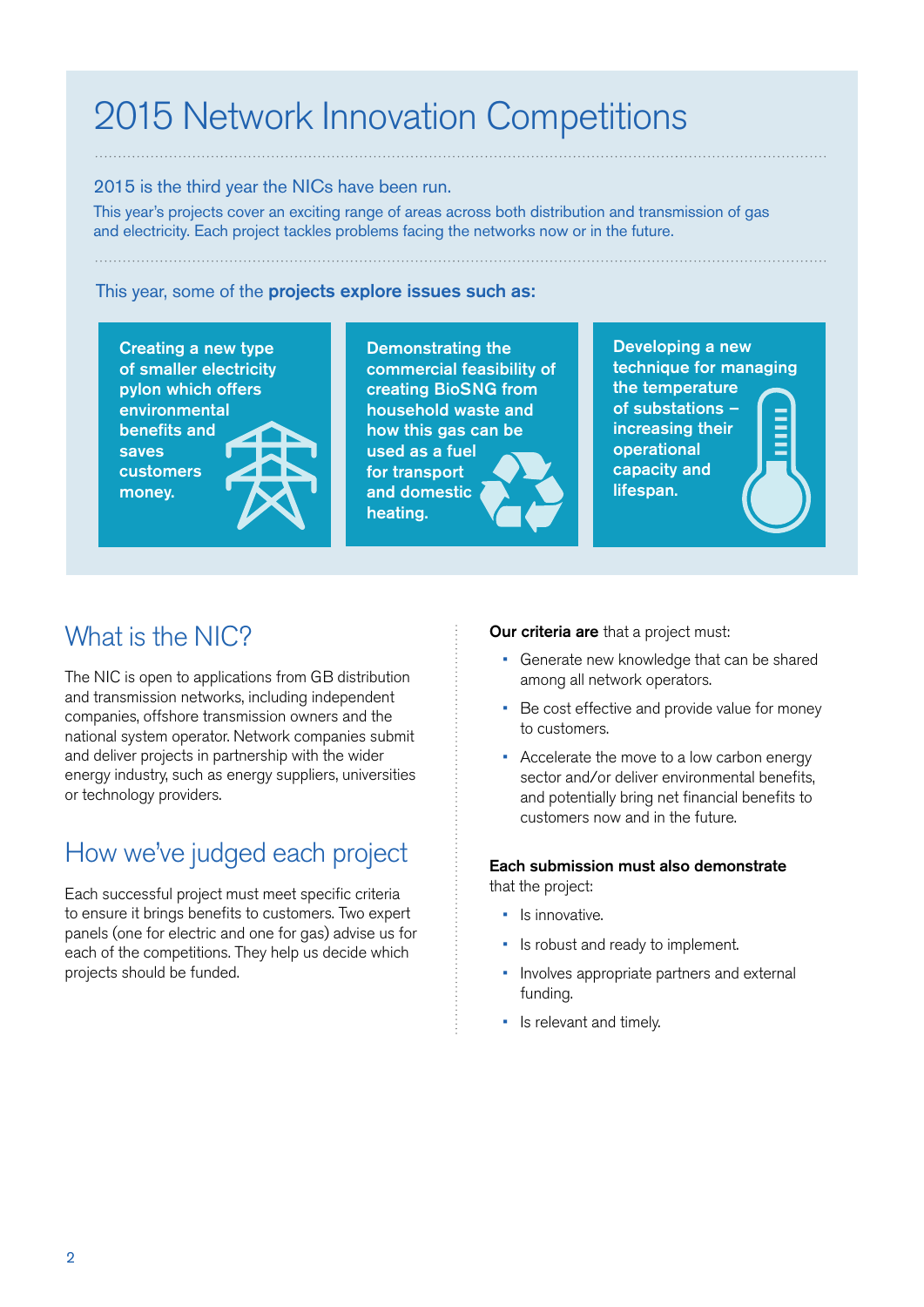# 2015 Network Innovation Competitions

2015 is the third year the NICs have been run.

This year's projects cover an exciting range of areas across both distribution and transmission of gas and electricity. Each project tackles problems facing the networks now or in the future.

This year, some of the **projects explore issues such as:**

**Creating a new type of smaller electricity pylon which offers environmental benefits and saves customers money.**

**Demonstrating the commercial feasibility of creating BioSNG from household waste and how this gas can be used as a fuel for transport and domestic heating.**

**Developing a new technique for managing the temperature of substations – increasing their operational capacity and lifespan.**

## What is the NIC?

The NIC is open to applications from GB distribution and transmission networks, including independent companies, offshore transmission owners and the national system operator. Network companies submit and deliver projects in partnership with the wider energy industry, such as energy suppliers, universities or technology providers.

## How we've judged each project

Each successful project must meet specific criteria to ensure it brings benefits to customers. Two expert panels (one for electric and one for gas) advise us for each of the competitions. They help us decide which projects should be funded.

**Our criteria are** that a project must:

- Generate new knowledge that can be shared among all network operators.
- Be cost effective and provide value for money to customers.
- Accelerate the move to a low carbon energy sector and/or deliver environmental benefits, and potentially bring net financial benefits to customers now and in the future.

**Each submission must also demonstrate** that the project:

- Is innovative.
- Is robust and ready to implement.
- Involves appropriate partners and external funding.
- Is relevant and timely.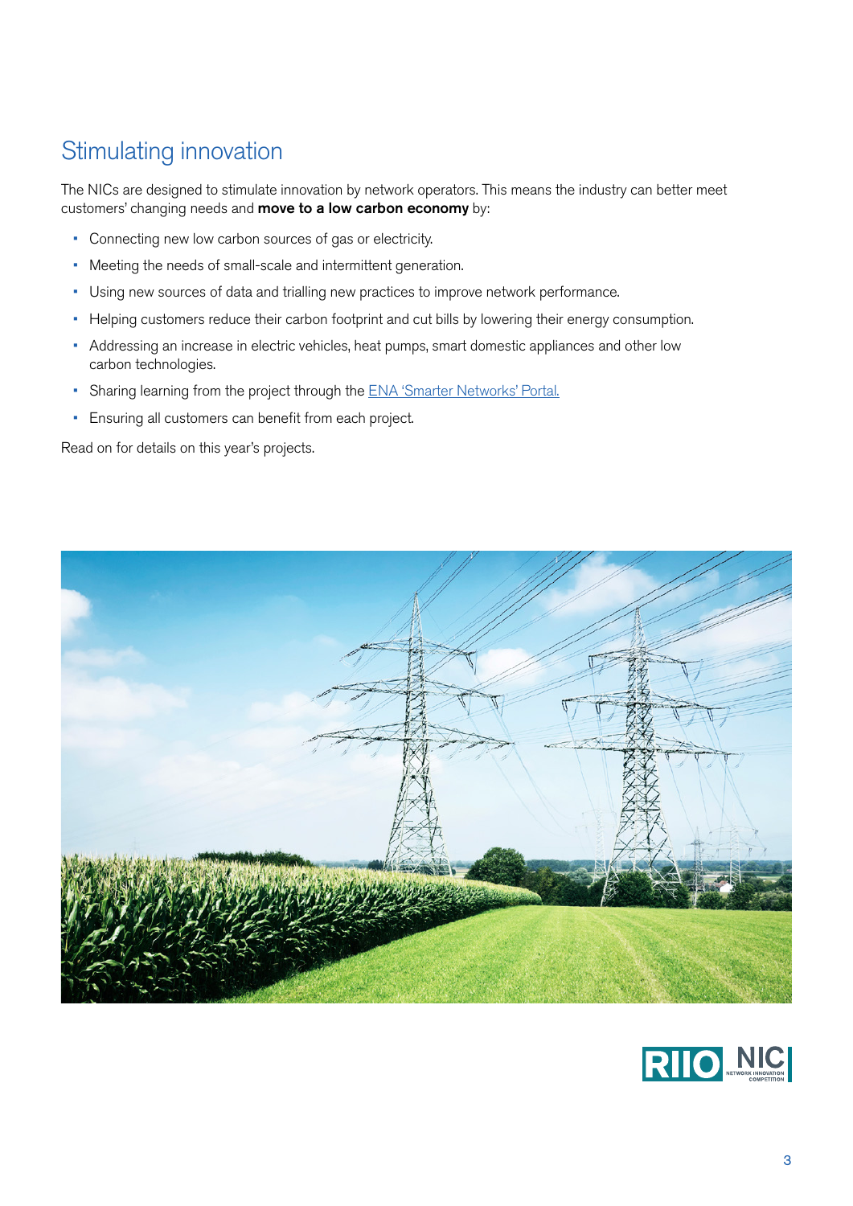## Stimulating innovation

The NICs are designed to stimulate innovation by network operators. This means the industry can better meet customers' changing needs and **move to a low carbon economy** by:

- Connecting new low carbon sources of gas or electricity.
- Meeting the needs of small-scale and intermittent generation.
- Using new sources of data and trialling new practices to improve network performance.
- Helping customers reduce their carbon footprint and cut bills by lowering their energy consumption.
- Addressing an increase in electric vehicles, heat pumps, smart domestic appliances and other low carbon technologies.
- Sharing learning from the project through the ENA 'Smarter Networks' Portal.
- Ensuring all customers can benefit from each project.

Read on for details on this year's projects.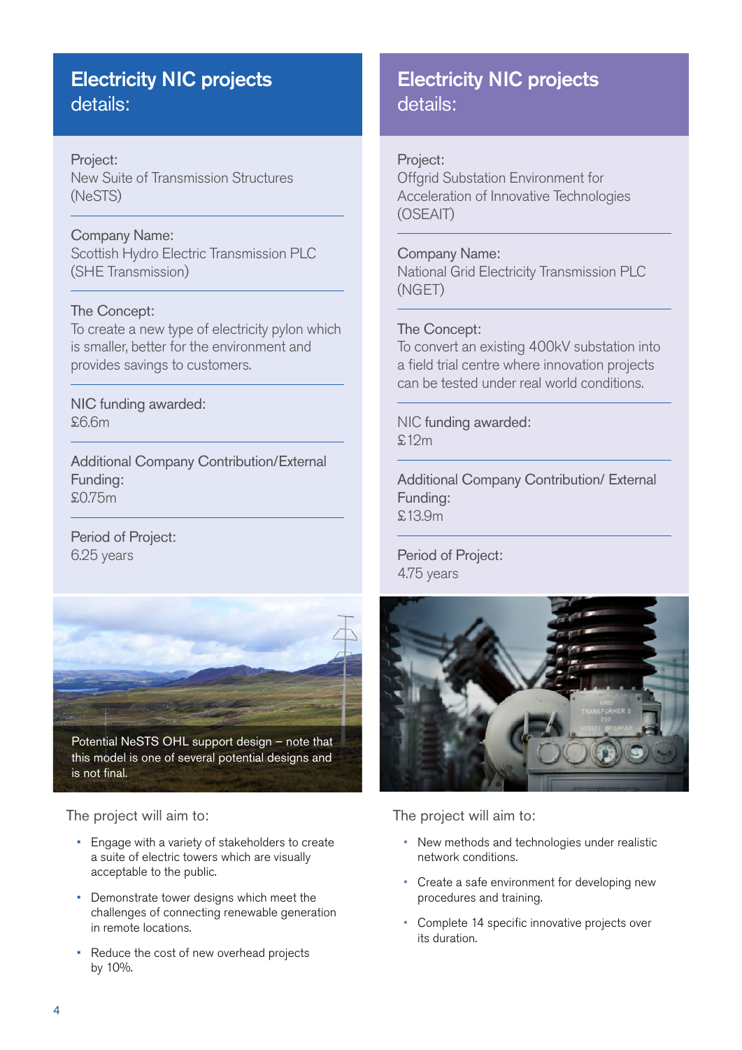## Electricity NIC projects details:

Project:
New Suite of Transmission Structures (NeSTS)

Company Name:
Scottish Hydro Electric Transmission PLC (SHE Transmission)

The Concept:
To create a new type of electricity pylon which is smaller, better for the environment and provides savings to customers.

NIC funding awarded:
£6.6m

Additional Company Contribution/External Funding:
£0.75m

Period of Project:
6.25 years

Potential NeSTS OHL support design – note that this model is one of several potential designs and is not final.

The project will aim to:

- Engage with a variety of stakeholders to create a suite of electric towers which are visually acceptable to the public.
- Demonstrate tower designs which meet the challenges of connecting renewable generation in remote locations.
- Reduce the cost of new overhead projects by 10%.

## Electricity NIC projects details:

Project:
Offgrid Substation Environment for Acceleration of Innovative Technologies (OSEAIT)

Company Name:
National Grid Electricity Transmission PLC (NGET)

The Concept:
To convert an existing 400kV substation into a field trial centre where innovation projects can be tested under real world conditions.

NIC funding awarded:
£12m

Additional Company Contribution/ External Funding:
£13.9m

Period of Project:
4.75 years

The project will aim to:

- New methods and technologies under realistic network conditions.
- Create a safe environment for developing new procedures and training.
- Complete 14 specific innovative projects over its duration.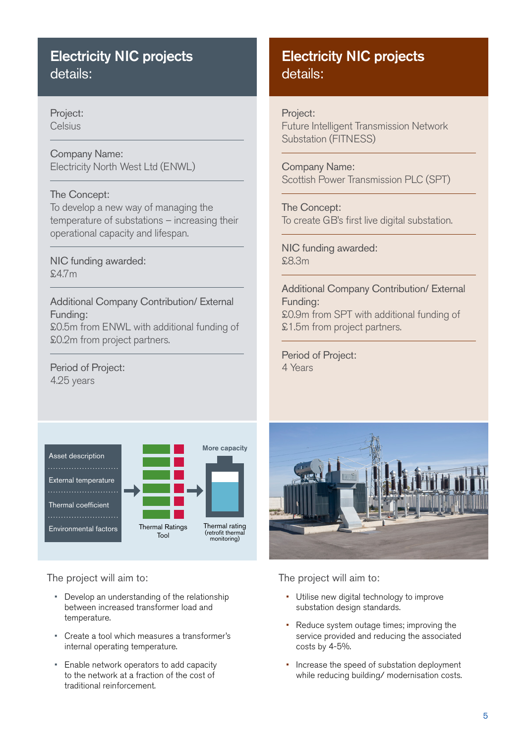## Electricity NIC projects details:

**Project:**
Celsius

**Company Name:**
Electricity North West Ltd (ENWL)

**The Concept:**
To develop a new way of managing the temperature of substations – increasing their operational capacity and lifespan.

**NIC funding awarded:**
£4.7m

**Additional Company Contribution/ External Funding:**
£0.5m from ENWL with additional funding of £0.2m from project partners.

**Period of Project:**
4.25 years

Asset description
External temperature
Thermal coefficient
Environmental factors

Thermal Ratings Tool

More capacity

Thermal rating (retrofit thermal monitoring)

The project will aim to:

- Develop an understanding of the relationship between increased transformer load and temperature.
- Create a tool which measures a transformer's internal operating temperature.
- Enable network operators to add capacity to the network at a fraction of the cost of traditional reinforcement.

## Electricity NIC projects details:

**Project:**
Future Intelligent Transmission Network Substation (FITNESS)

**Company Name:**
Scottish Power Transmission PLC (SPT)

**The Concept:**
To create GB's first live digital substation.

**NIC funding awarded:**
£8.3m

**Additional Company Contribution/ External Funding:**
£0.9m from SPT with additional funding of £1.5m from project partners.

**Period of Project:**
4 Years

The project will aim to:

- Utilise new digital technology to improve substation design standards.
- Reduce system outage times; improving the service provided and reducing the associated costs by 4-5%.
- Increase the speed of substation deployment while reducing building/ modernisation costs.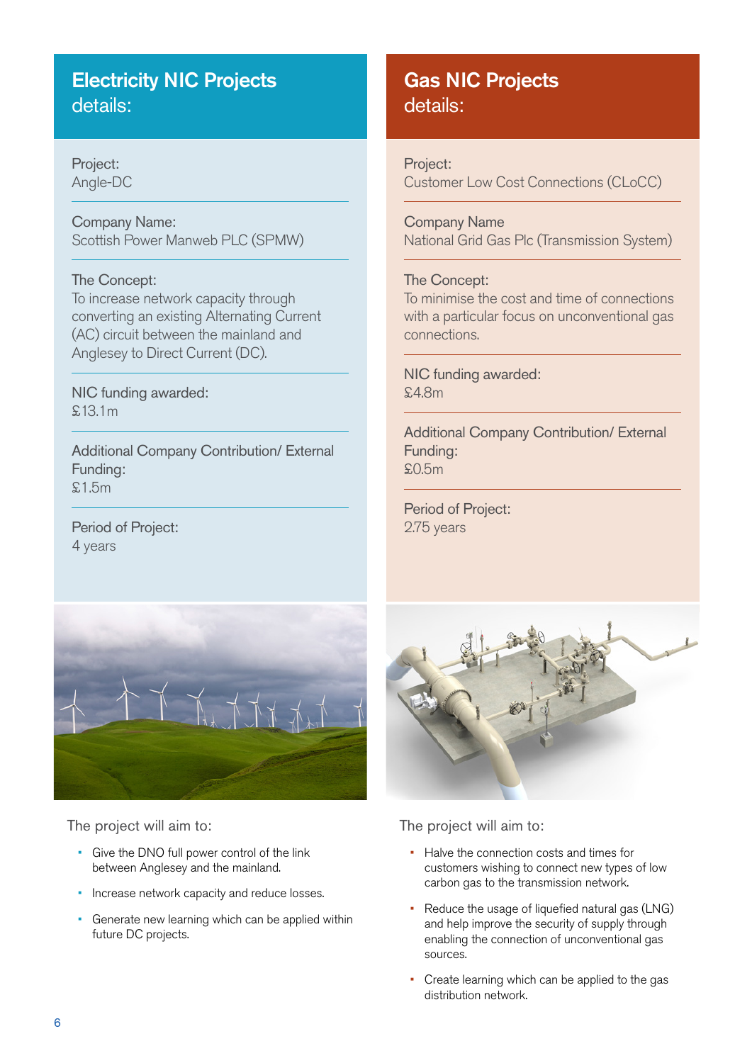## Electricity NIC Projects details:

Project:
Angle-DC

Company Name:
Scottish Power Manweb PLC (SPMW)

The Concept:
To increase network capacity through converting an existing Alternating Current (AC) circuit between the mainland and Anglesey to Direct Current (DC).

NIC funding awarded:
£13.1m

Additional Company Contribution/ External Funding:
£1.5m

Period of Project:
4 years

The project will aim to:

- Give the DNO full power control of the link between Anglesey and the mainland.
- Increase network capacity and reduce losses.
- Generate new learning which can be applied within future DC projects.

## Gas NIC Projects details:

Project:
Customer Low Cost Connections (CLoCC)

Company Name
National Grid Gas Plc (Transmission System)

The Concept:
To minimise the cost and time of connections with a particular focus on unconventional gas connections.

NIC funding awarded:
£4.8m

Additional Company Contribution/ External Funding:
£0.5m

Period of Project:
2.75 years

The project will aim to:

- Halve the connection costs and times for customers wishing to connect new types of low carbon gas to the transmission network.
- Reduce the usage of liquefied natural gas (LNG) and help improve the security of supply through enabling the connection of unconventional gas sources.
- Create learning which can be applied to the gas distribution network.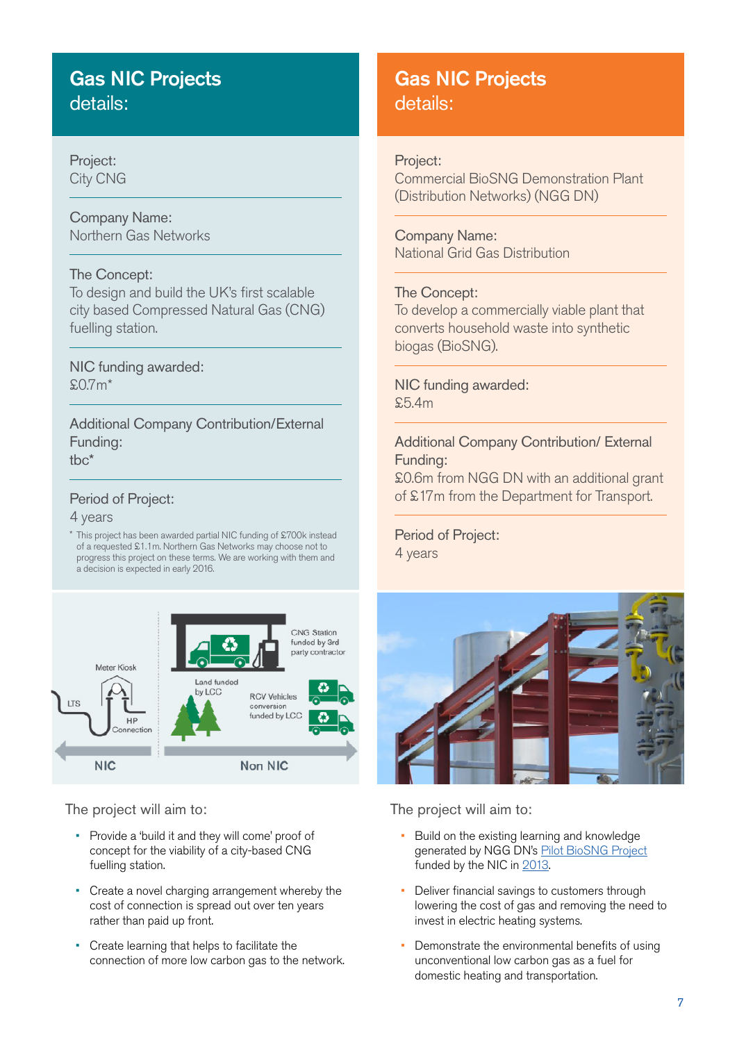## Gas NIC Projects details:

Project:
City CNG

Company Name:
Northern Gas Networks

The Concept:
To design and build the UK's first scalable city based Compressed Natural Gas (CNG) fuelling station.

NIC funding awarded:
£0.7m*

Additional Company Contribution/External Funding:
tbc*

Period of Project:
4 years

* This project has been awarded partial NIC funding of £700k instead of a requested £1.1m. Northern Gas Networks may choose not to progress this project on these terms. We are working with them and a decision is expected in early 2016.

The project will aim to:

- Provide a 'build it and they will come' proof of concept for the viability of a city-based CNG fuelling station.
- Create a novel charging arrangement whereby the cost of connection is spread out over ten years rather than paid up front.
- Create learning that helps to facilitate the connection of more low carbon gas to the network.

## Gas NIC Projects details:

Project:
Commercial BioSNG Demonstration Plant (Distribution Networks) (NGG DN)

Company Name:
National Grid Gas Distribution

The Concept:
To develop a commercially viable plant that converts household waste into synthetic biogas (BioSNG).

NIC funding awarded:
£5.4m

Additional Company Contribution/ External Funding:
£0.6m from NGG DN with an additional grant of £17m from the Department for Transport.

Period of Project:
4 years

The project will aim to:

- Build on the existing learning and knowledge generated by NGG DN's Pilot BioSNG Project funded by the NIC in 2013.
- Deliver financial savings to customers through lowering the cost of gas and removing the need to invest in electric heating systems.
- Demonstrate the environmental benefits of using unconventional low carbon gas as a fuel for domestic heating and transportation.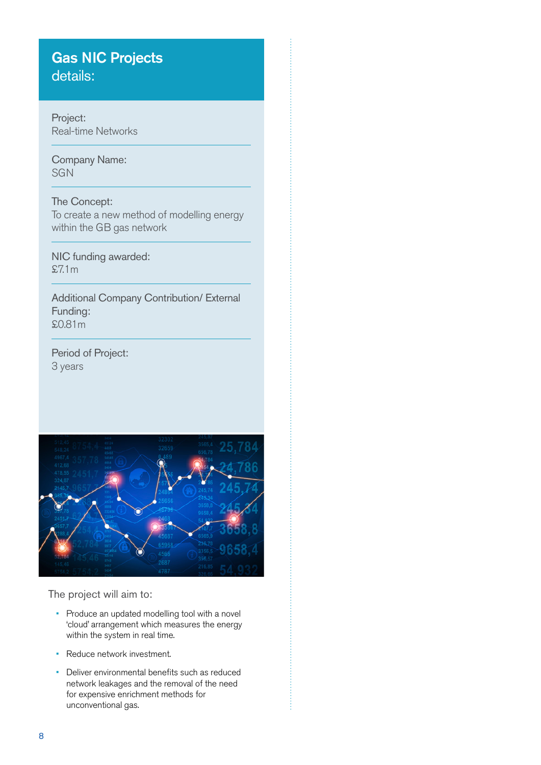## Gas NIC Projects details:

Project:
Real-time Networks

Company Name:
SGN

The Concept:
To create a new method of modelling energy within the GB gas network

NIC funding awarded:
£7.1m

Additional Company Contribution/ External Funding:
£0.81m

Period of Project:
3 years

The project will aim to:

- Produce an updated modelling tool with a novel 'cloud' arrangement which measures the energy within the system in real time.
- Reduce network investment.
- Deliver environmental benefits such as reduced network leakages and the removal of the need for expensive enrichment methods for unconventional gas.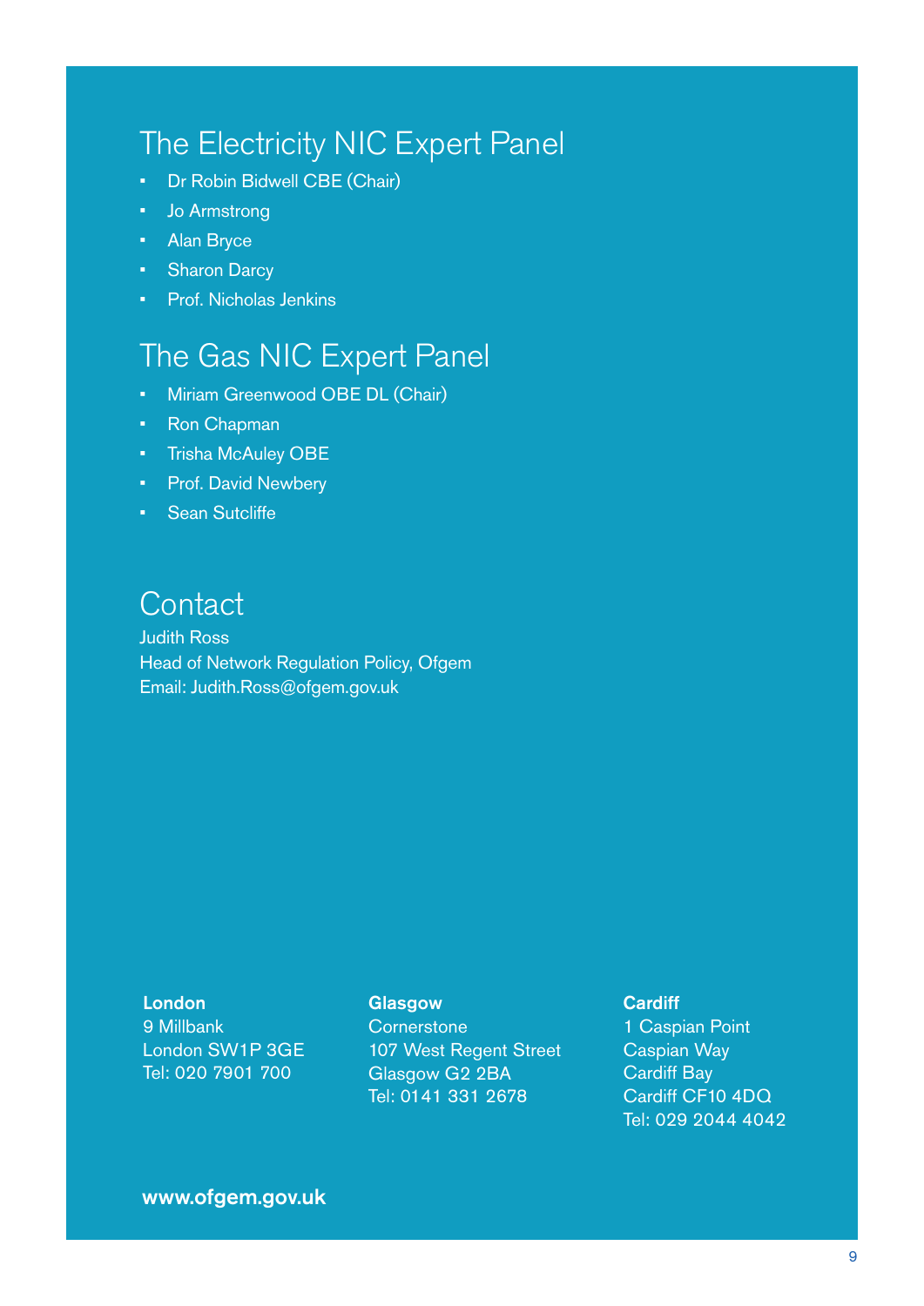## The Electricity NIC Expert Panel

- Dr Robin Bidwell CBE (Chair)
- Jo Armstrong
- Alan Bryce
- Sharon Darcy
- Prof. Nicholas Jenkins

## The Gas NIC Expert Panel

- Miriam Greenwood OBE DL (Chair)
- Ron Chapman
- Trisha McAuley OBE
- Prof. David Newbery
- Sean Sutcliffe

## Contact

Judith Ross
Head of Network Regulation Policy, Ofgem
Email: Judith.Ross@ofgem.gov.uk

**London**
9 Millbank
London SW1P 3GE
Tel: 020 7901 700

**Glasgow**
Cornerstone
107 West Regent Street
Glasgow G2 2BA
Tel: 0141 331 2678

**Cardiff**
1 Caspian Point
Caspian Way
Cardiff Bay
Cardiff CF10 4DQ
Tel: 029 2044 4042

**www.ofgem.gov.uk**